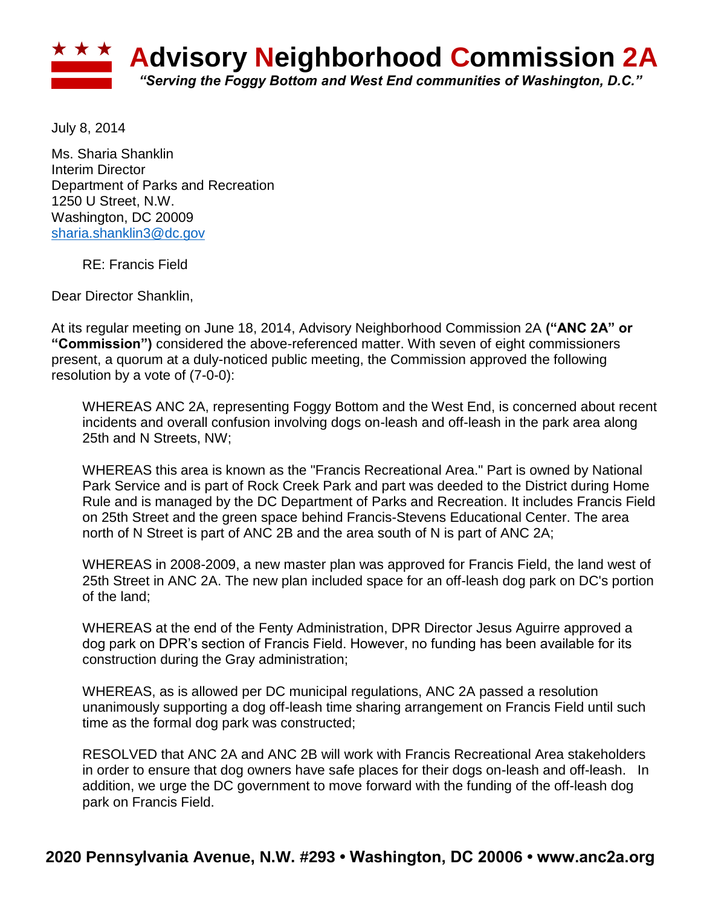# Advisory Neighborhood Commission 2A

*"Serving the Foggy Bottom and West End communities of Washington, D.C."*

July 8, 2014

Ms. Sharia Shanklin
Interim Director
Department of Parks and Recreation
1250 U Street, N.W.
Washington, DC 20009
sharia.shanklin3@dc.gov

RE: Francis Field

Dear Director Shanklin,

At its regular meeting on June 18, 2014, Advisory Neighborhood Commission 2A **("ANC 2A" or "Commission")** considered the above-referenced matter. With seven of eight commissioners present, a quorum at a duly-noticed public meeting, the Commission approved the following resolution by a vote of (7-0-0):

> WHEREAS ANC 2A, representing Foggy Bottom and the West End, is concerned about recent incidents and overall confusion involving dogs on-leash and off-leash in the park area along 25th and N Streets, NW;
>
> WHEREAS this area is known as the "Francis Recreational Area." Part is owned by National Park Service and is part of Rock Creek Park and part was deeded to the District during Home Rule and is managed by the DC Department of Parks and Recreation. It includes Francis Field on 25th Street and the green space behind Francis-Stevens Educational Center. The area north of N Street is part of ANC 2B and the area south of N is part of ANC 2A;
>
> WHEREAS in 2008-2009, a new master plan was approved for Francis Field, the land west of 25th Street in ANC 2A. The new plan included space for an off-leash dog park on DC's portion of the land;
>
> WHEREAS at the end of the Fenty Administration, DPR Director Jesus Aguirre approved a dog park on DPR's section of Francis Field. However, no funding has been available for its construction during the Gray administration;
>
> WHEREAS, as is allowed per DC municipal regulations, ANC 2A passed a resolution unanimously supporting a dog off-leash time sharing arrangement on Francis Field until such time as the formal dog park was constructed;
>
> RESOLVED that ANC 2A and ANC 2B will work with Francis Recreational Area stakeholders in order to ensure that dog owners have safe places for their dogs on-leash and off-leash. In addition, we urge the DC government to move forward with the funding of the off-leash dog park on Francis Field.

**2020 Pennsylvania Avenue, N.W. #293 • Washington, DC 20006 • www.anc2a.org**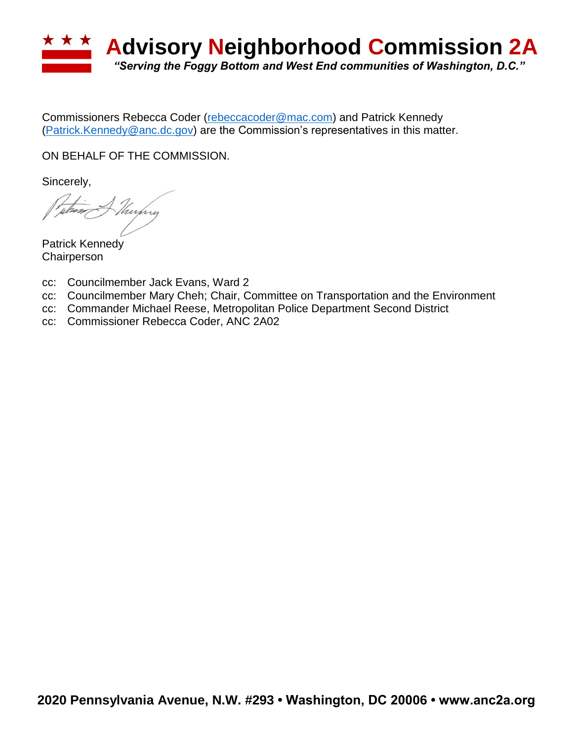Commissioners Rebecca Coder (rebeccacoder@mac.com) and Patrick Kennedy (Patrick.Kennedy@anc.dc.gov) are the Commission's representatives in this matter.

ON BEHALF OF THE COMMISSION.

Sincerely,

Patrick Kennedy
Chairperson

cc: Councilmember Jack Evans, Ward 2
cc: Councilmember Mary Cheh; Chair, Committee on Transportation and the Environment
cc: Commander Michael Reese, Metropolitan Police Department Second District
cc: Commissioner Rebecca Coder, ANC 2A02